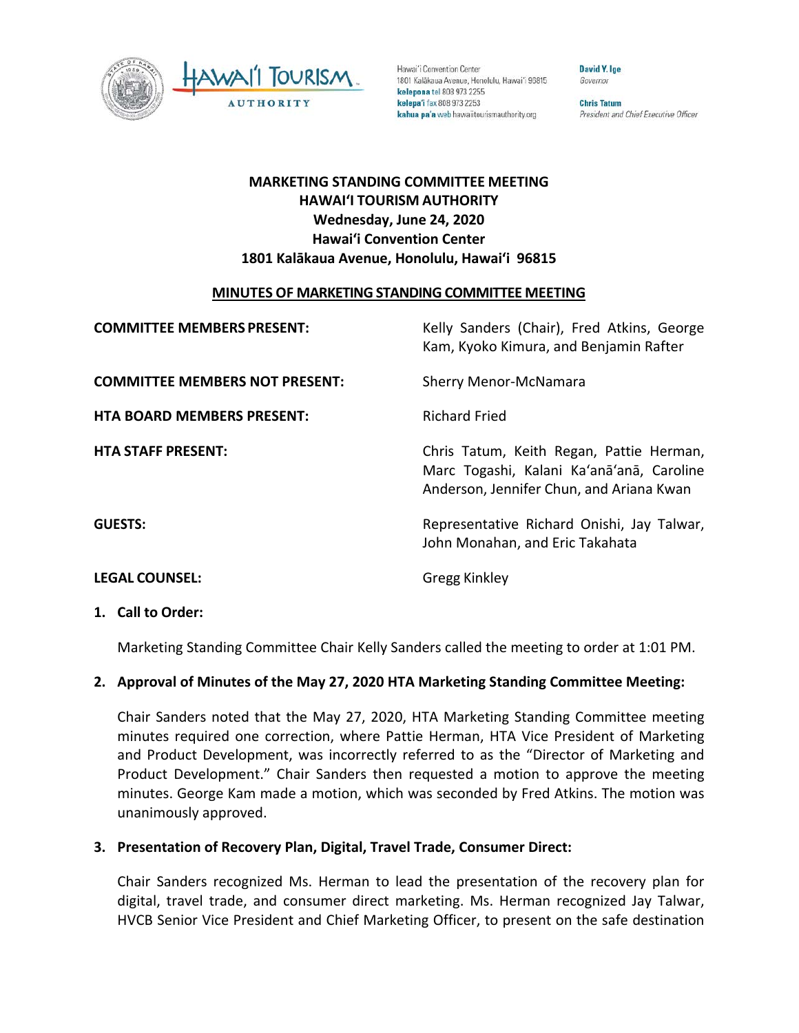Hawaiʻi Convention Center
1801 Kalākaua Avenue, Honolulu, Hawaiʻi 96815
**kelepona** tel 808 973 2255
**kelepaʻi** fax 808 973 2253
**kahua paʻa** web hawaiitourismauthority.org

**David Y. Ige**
*Governor*

**Chris Tatum**
*President and Chief Executive Officer*

# MARKETING STANDING COMMITTEE MEETING
## HAWAIʻI TOURISM AUTHORITY
### Wednesday, June 24, 2020
### Hawaiʻi Convention Center
### 1801 Kalākaua Avenue, Honolulu, Hawaiʻi 96815

**MINUTES OF MARKETING STANDING COMMITTEE MEETING**

| | |
|---|---|
| **COMMITTEE MEMBERS PRESENT:** | Kelly Sanders (Chair), Fred Atkins, George Kam, Kyoko Kimura, and Benjamin Rafter |
| **COMMITTEE MEMBERS NOT PRESENT:** | Sherry Menor-McNamara |
| **HTA BOARD MEMBERS PRESENT:** | Richard Fried |
| **HTA STAFF PRESENT:** | Chris Tatum, Keith Regan, Pattie Herman, Marc Togashi, Kalani Kaʻanāʻanā, Caroline Anderson, Jennifer Chun, and Ariana Kwan |
| **GUESTS:** | Representative Richard Onishi, Jay Talwar, John Monahan, and Eric Takahata |
| **LEGAL COUNSEL:** | Gregg Kinkley |

**1. Call to Order:**

Marketing Standing Committee Chair Kelly Sanders called the meeting to order at 1:01 PM.

**2. Approval of Minutes of the May 27, 2020 HTA Marketing Standing Committee Meeting:**

Chair Sanders noted that the May 27, 2020, HTA Marketing Standing Committee meeting minutes required one correction, where Pattie Herman, HTA Vice President of Marketing and Product Development, was incorrectly referred to as the "Director of Marketing and Product Development." Chair Sanders then requested a motion to approve the meeting minutes. George Kam made a motion, which was seconded by Fred Atkins. The motion was unanimously approved.

**3. Presentation of Recovery Plan, Digital, Travel Trade, Consumer Direct:**

Chair Sanders recognized Ms. Herman to lead the presentation of the recovery plan for digital, travel trade, and consumer direct marketing. Ms. Herman recognized Jay Talwar, HVCB Senior Vice President and Chief Marketing Officer, to present on the safe destination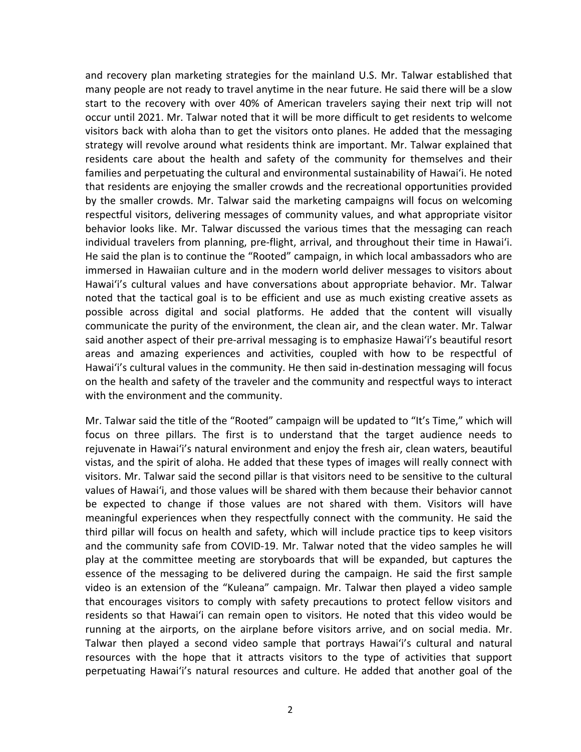and recovery plan marketing strategies for the mainland U.S. Mr. Talwar established that many people are not ready to travel anytime in the near future. He said there will be a slow start to the recovery with over 40% of American travelers saying their next trip will not occur until 2021. Mr. Talwar noted that it will be more difficult to get residents to welcome visitors back with aloha than to get the visitors onto planes. He added that the messaging strategy will revolve around what residents think are important. Mr. Talwar explained that residents care about the health and safety of the community for themselves and their families and perpetuating the cultural and environmental sustainability of Hawaiʻi. He noted that residents are enjoying the smaller crowds and the recreational opportunities provided by the smaller crowds. Mr. Talwar said the marketing campaigns will focus on welcoming respectful visitors, delivering messages of community values, and what appropriate visitor behavior looks like. Mr. Talwar discussed the various times that the messaging can reach individual travelers from planning, pre-flight, arrival, and throughout their time in Hawaiʻi. He said the plan is to continue the "Rooted" campaign, in which local ambassadors who are immersed in Hawaiian culture and in the modern world deliver messages to visitors about Hawaiʻi's cultural values and have conversations about appropriate behavior. Mr. Talwar noted that the tactical goal is to be efficient and use as much existing creative assets as possible across digital and social platforms. He added that the content will visually communicate the purity of the environment, the clean air, and the clean water. Mr. Talwar said another aspect of their pre-arrival messaging is to emphasize Hawaiʻi's beautiful resort areas and amazing experiences and activities, coupled with how to be respectful of Hawaiʻi's cultural values in the community. He then said in-destination messaging will focus on the health and safety of the traveler and the community and respectful ways to interact with the environment and the community.

Mr. Talwar said the title of the "Rooted" campaign will be updated to "It's Time," which will focus on three pillars. The first is to understand that the target audience needs to rejuvenate in Hawaiʻi's natural environment and enjoy the fresh air, clean waters, beautiful vistas, and the spirit of aloha. He added that these types of images will really connect with visitors. Mr. Talwar said the second pillar is that visitors need to be sensitive to the cultural values of Hawaiʻi, and those values will be shared with them because their behavior cannot be expected to change if those values are not shared with them. Visitors will have meaningful experiences when they respectfully connect with the community. He said the third pillar will focus on health and safety, which will include practice tips to keep visitors and the community safe from COVID-19. Mr. Talwar noted that the video samples he will play at the committee meeting are storyboards that will be expanded, but captures the essence of the messaging to be delivered during the campaign. He said the first sample video is an extension of the "Kuleana" campaign. Mr. Talwar then played a video sample that encourages visitors to comply with safety precautions to protect fellow visitors and residents so that Hawaiʻi can remain open to visitors. He noted that this video would be running at the airports, on the airplane before visitors arrive, and on social media. Mr. Talwar then played a second video sample that portrays Hawaiʻi's cultural and natural resources with the hope that it attracts visitors to the type of activities that support perpetuating Hawaiʻi's natural resources and culture. He added that another goal of the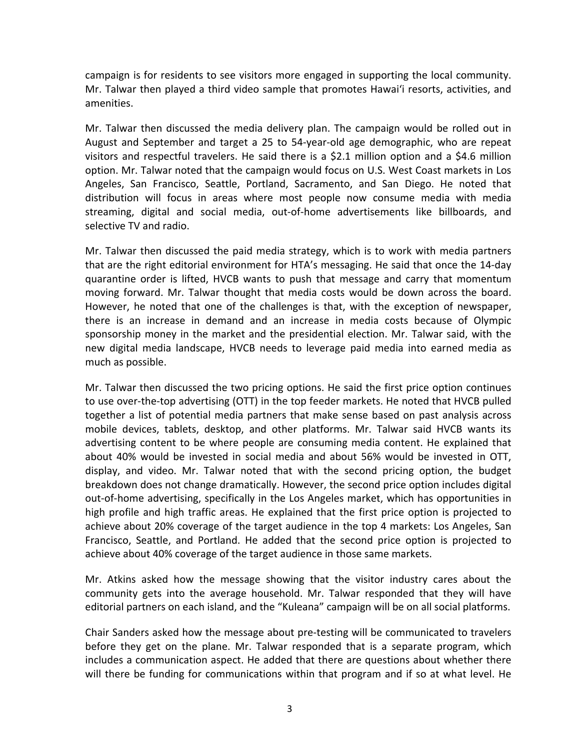campaign is for residents to see visitors more engaged in supporting the local community. Mr. Talwar then played a third video sample that promotes Hawaiʻi resorts, activities, and amenities.

Mr. Talwar then discussed the media delivery plan. The campaign would be rolled out in August and September and target a 25 to 54-year-old age demographic, who are repeat visitors and respectful travelers. He said there is a $2.1 million option and a $4.6 million option. Mr. Talwar noted that the campaign would focus on U.S. West Coast markets in Los Angeles, San Francisco, Seattle, Portland, Sacramento, and San Diego. He noted that distribution will focus in areas where most people now consume media with media streaming, digital and social media, out-of-home advertisements like billboards, and selective TV and radio.

Mr. Talwar then discussed the paid media strategy, which is to work with media partners that are the right editorial environment for HTA's messaging. He said that once the 14-day quarantine order is lifted, HVCB wants to push that message and carry that momentum moving forward. Mr. Talwar thought that media costs would be down across the board. However, he noted that one of the challenges is that, with the exception of newspaper, there is an increase in demand and an increase in media costs because of Olympic sponsorship money in the market and the presidential election. Mr. Talwar said, with the new digital media landscape, HVCB needs to leverage paid media into earned media as much as possible.

Mr. Talwar then discussed the two pricing options. He said the first price option continues to use over-the-top advertising (OTT) in the top feeder markets. He noted that HVCB pulled together a list of potential media partners that make sense based on past analysis across mobile devices, tablets, desktop, and other platforms. Mr. Talwar said HVCB wants its advertising content to be where people are consuming media content. He explained that about 40% would be invested in social media and about 56% would be invested in OTT, display, and video. Mr. Talwar noted that with the second pricing option, the budget breakdown does not change dramatically. However, the second price option includes digital out-of-home advertising, specifically in the Los Angeles market, which has opportunities in high profile and high traffic areas. He explained that the first price option is projected to achieve about 20% coverage of the target audience in the top 4 markets: Los Angeles, San Francisco, Seattle, and Portland. He added that the second price option is projected to achieve about 40% coverage of the target audience in those same markets.

Mr. Atkins asked how the message showing that the visitor industry cares about the community gets into the average household. Mr. Talwar responded that they will have editorial partners on each island, and the "Kuleana" campaign will be on all social platforms.

Chair Sanders asked how the message about pre-testing will be communicated to travelers before they get on the plane. Mr. Talwar responded that is a separate program, which includes a communication aspect. He added that there are questions about whether there will there be funding for communications within that program and if so at what level. He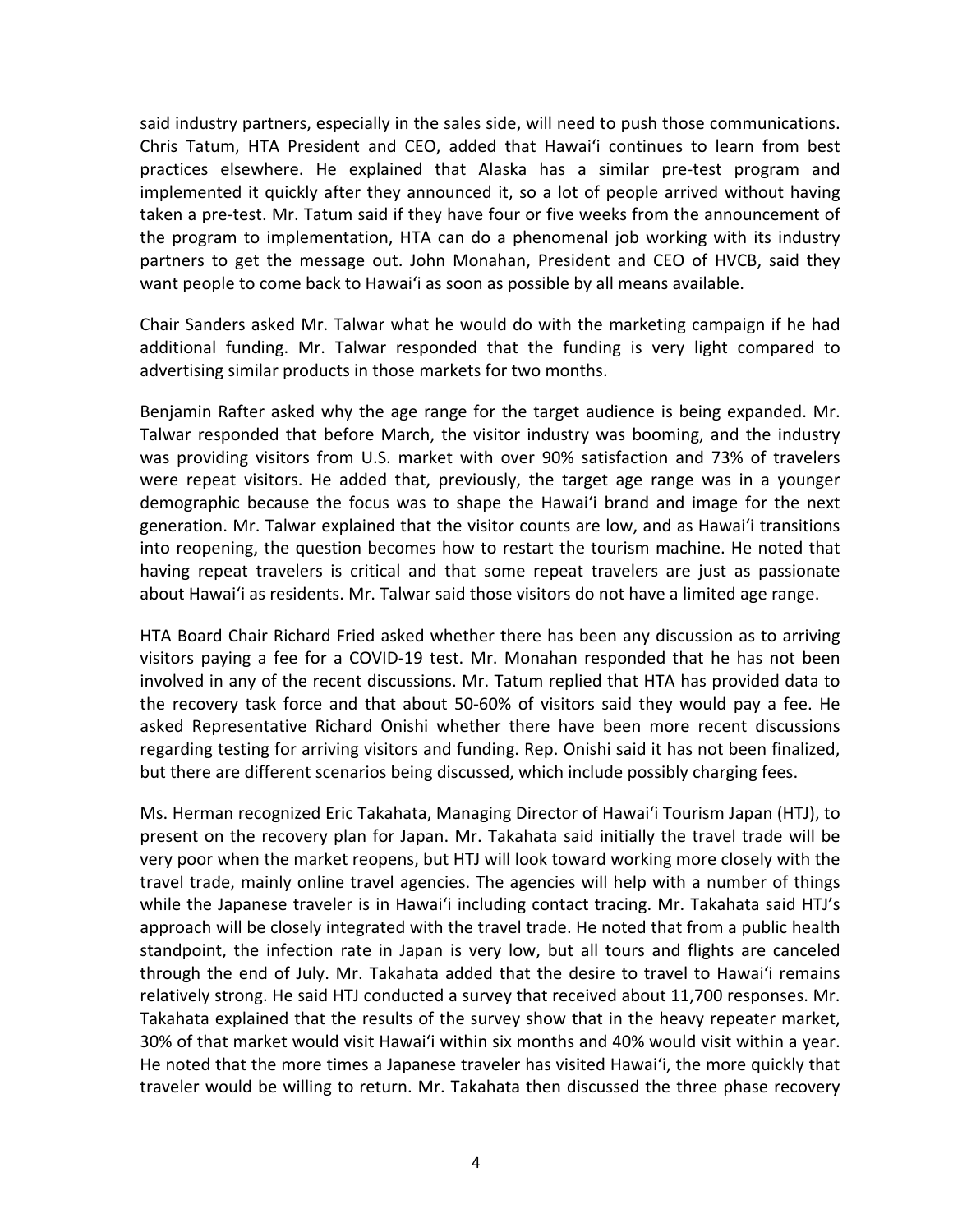said industry partners, especially in the sales side, will need to push those communications. Chris Tatum, HTA President and CEO, added that Hawaiʻi continues to learn from best practices elsewhere. He explained that Alaska has a similar pre-test program and implemented it quickly after they announced it, so a lot of people arrived without having taken a pre-test. Mr. Tatum said if they have four or five weeks from the announcement of the program to implementation, HTA can do a phenomenal job working with its industry partners to get the message out. John Monahan, President and CEO of HVCB, said they want people to come back to Hawaiʻi as soon as possible by all means available.

Chair Sanders asked Mr. Talwar what he would do with the marketing campaign if he had additional funding. Mr. Talwar responded that the funding is very light compared to advertising similar products in those markets for two months.

Benjamin Rafter asked why the age range for the target audience is being expanded. Mr. Talwar responded that before March, the visitor industry was booming, and the industry was providing visitors from U.S. market with over 90% satisfaction and 73% of travelers were repeat visitors. He added that, previously, the target age range was in a younger demographic because the focus was to shape the Hawaiʻi brand and image for the next generation. Mr. Talwar explained that the visitor counts are low, and as Hawaiʻi transitions into reopening, the question becomes how to restart the tourism machine. He noted that having repeat travelers is critical and that some repeat travelers are just as passionate about Hawaiʻi as residents. Mr. Talwar said those visitors do not have a limited age range.

HTA Board Chair Richard Fried asked whether there has been any discussion as to arriving visitors paying a fee for a COVID-19 test. Mr. Monahan responded that he has not been involved in any of the recent discussions. Mr. Tatum replied that HTA has provided data to the recovery task force and that about 50-60% of visitors said they would pay a fee. He asked Representative Richard Onishi whether there have been more recent discussions regarding testing for arriving visitors and funding. Rep. Onishi said it has not been finalized, but there are different scenarios being discussed, which include possibly charging fees.

Ms. Herman recognized Eric Takahata, Managing Director of Hawaiʻi Tourism Japan (HTJ), to present on the recovery plan for Japan. Mr. Takahata said initially the travel trade will be very poor when the market reopens, but HTJ will look toward working more closely with the travel trade, mainly online travel agencies. The agencies will help with a number of things while the Japanese traveler is in Hawaiʻi including contact tracing. Mr. Takahata said HTJ's approach will be closely integrated with the travel trade. He noted that from a public health standpoint, the infection rate in Japan is very low, but all tours and flights are canceled through the end of July. Mr. Takahata added that the desire to travel to Hawaiʻi remains relatively strong. He said HTJ conducted a survey that received about 11,700 responses. Mr. Takahata explained that the results of the survey show that in the heavy repeater market, 30% of that market would visit Hawaiʻi within six months and 40% would visit within a year. He noted that the more times a Japanese traveler has visited Hawaiʻi, the more quickly that traveler would be willing to return. Mr. Takahata then discussed the three phase recovery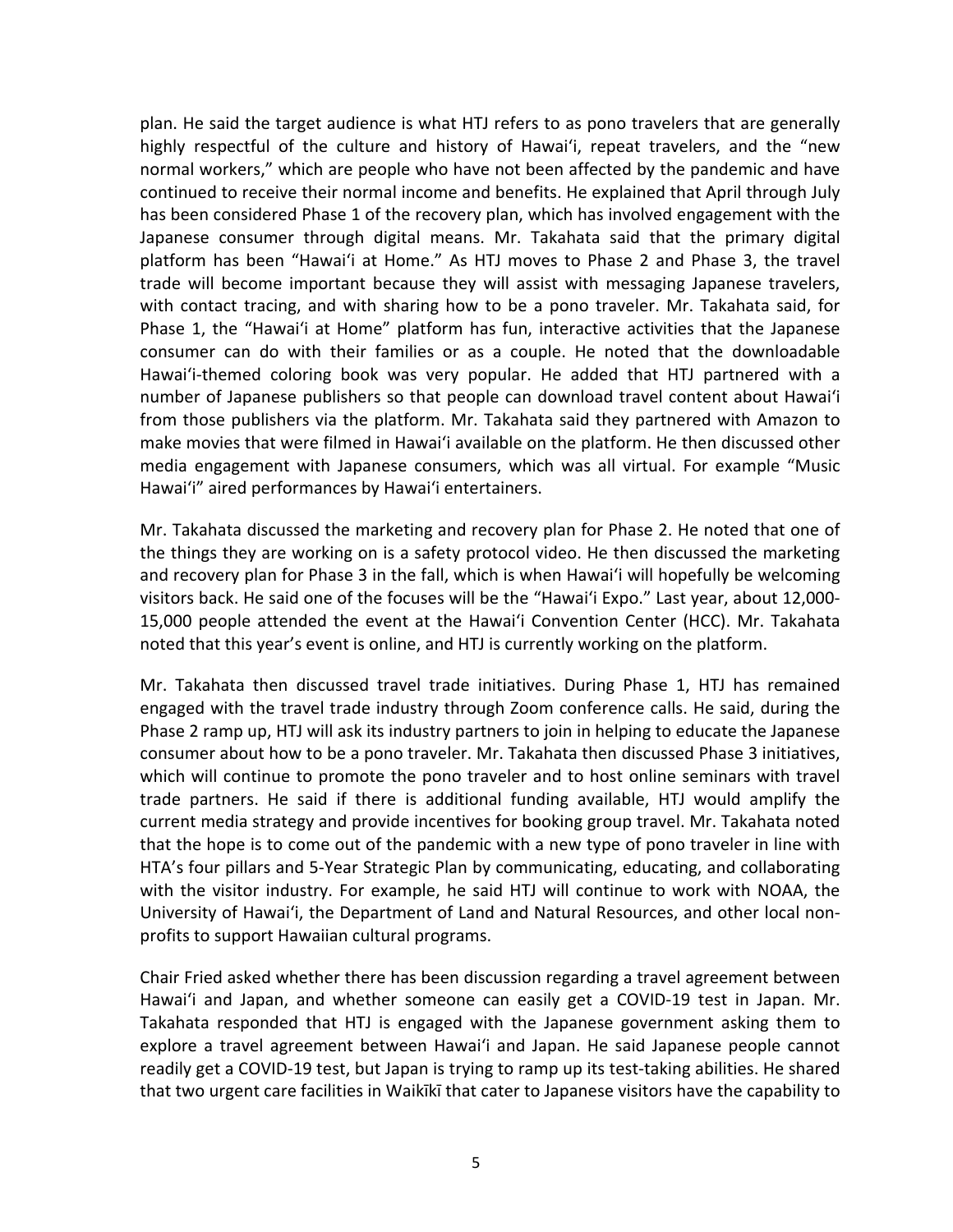plan. He said the target audience is what HTJ refers to as pono travelers that are generally highly respectful of the culture and history of Hawaiʻi, repeat travelers, and the "new normal workers," which are people who have not been affected by the pandemic and have continued to receive their normal income and benefits. He explained that April through July has been considered Phase 1 of the recovery plan, which has involved engagement with the Japanese consumer through digital means. Mr. Takahata said that the primary digital platform has been "Hawaiʻi at Home." As HTJ moves to Phase 2 and Phase 3, the travel trade will become important because they will assist with messaging Japanese travelers, with contact tracing, and with sharing how to be a pono traveler. Mr. Takahata said, for Phase 1, the "Hawaiʻi at Home" platform has fun, interactive activities that the Japanese consumer can do with their families or as a couple. He noted that the downloadable Hawaiʻi-themed coloring book was very popular. He added that HTJ partnered with a number of Japanese publishers so that people can download travel content about Hawaiʻi from those publishers via the platform. Mr. Takahata said they partnered with Amazon to make movies that were filmed in Hawaiʻi available on the platform. He then discussed other media engagement with Japanese consumers, which was all virtual. For example "Music Hawaiʻi" aired performances by Hawaiʻi entertainers.

Mr. Takahata discussed the marketing and recovery plan for Phase 2. He noted that one of the things they are working on is a safety protocol video. He then discussed the marketing and recovery plan for Phase 3 in the fall, which is when Hawaiʻi will hopefully be welcoming visitors back. He said one of the focuses will be the "Hawaiʻi Expo." Last year, about 12,000-15,000 people attended the event at the Hawaiʻi Convention Center (HCC). Mr. Takahata noted that this year's event is online, and HTJ is currently working on the platform.

Mr. Takahata then discussed travel trade initiatives. During Phase 1, HTJ has remained engaged with the travel trade industry through Zoom conference calls. He said, during the Phase 2 ramp up, HTJ will ask its industry partners to join in helping to educate the Japanese consumer about how to be a pono traveler. Mr. Takahata then discussed Phase 3 initiatives, which will continue to promote the pono traveler and to host online seminars with travel trade partners. He said if there is additional funding available, HTJ would amplify the current media strategy and provide incentives for booking group travel. Mr. Takahata noted that the hope is to come out of the pandemic with a new type of pono traveler in line with HTA's four pillars and 5-Year Strategic Plan by communicating, educating, and collaborating with the visitor industry. For example, he said HTJ will continue to work with NOAA, the University of Hawaiʻi, the Department of Land and Natural Resources, and other local non-profits to support Hawaiian cultural programs.

Chair Fried asked whether there has been discussion regarding a travel agreement between Hawaiʻi and Japan, and whether someone can easily get a COVID-19 test in Japan. Mr. Takahata responded that HTJ is engaged with the Japanese government asking them to explore a travel agreement between Hawaiʻi and Japan. He said Japanese people cannot readily get a COVID-19 test, but Japan is trying to ramp up its test-taking abilities. He shared that two urgent care facilities in Waikīkī that cater to Japanese visitors have the capability to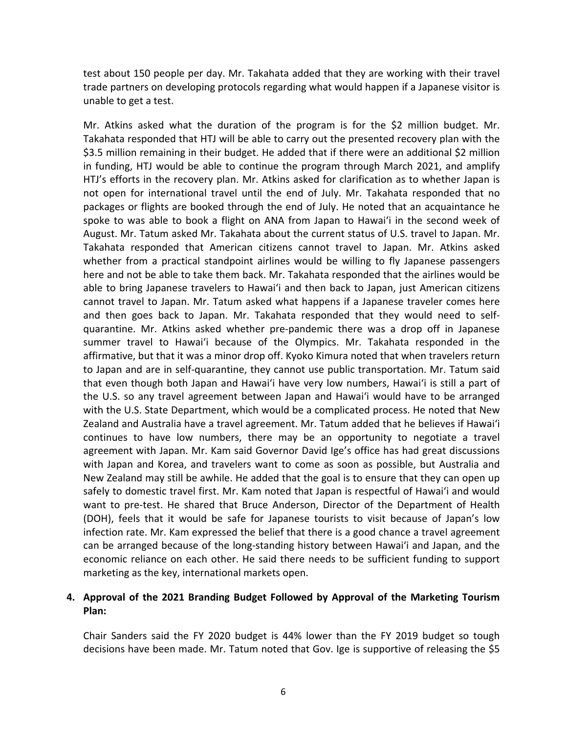test about 150 people per day. Mr. Takahata added that they are working with their travel trade partners on developing protocols regarding what would happen if a Japanese visitor is unable to get a test.

Mr. Atkins asked what the duration of the program is for the $2 million budget. Mr. Takahata responded that HTJ will be able to carry out the presented recovery plan with the $3.5 million remaining in their budget. He added that if there were an additional $2 million in funding, HTJ would be able to continue the program through March 2021, and amplify HTJ's efforts in the recovery plan. Mr. Atkins asked for clarification as to whether Japan is not open for international travel until the end of July. Mr. Takahata responded that no packages or flights are booked through the end of July. He noted that an acquaintance he spoke to was able to book a flight on ANA from Japan to Hawaiʻi in the second week of August. Mr. Tatum asked Mr. Takahata about the current status of U.S. travel to Japan. Mr. Takahata responded that American citizens cannot travel to Japan. Mr. Atkins asked whether from a practical standpoint airlines would be willing to fly Japanese passengers here and not be able to take them back. Mr. Takahata responded that the airlines would be able to bring Japanese travelers to Hawaiʻi and then back to Japan, just American citizens cannot travel to Japan. Mr. Tatum asked what happens if a Japanese traveler comes here and then goes back to Japan. Mr. Takahata responded that they would need to self-quarantine. Mr. Atkins asked whether pre-pandemic there was a drop off in Japanese summer travel to Hawaiʻi because of the Olympics. Mr. Takahata responded in the affirmative, but that it was a minor drop off. Kyoko Kimura noted that when travelers return to Japan and are in self-quarantine, they cannot use public transportation. Mr. Tatum said that even though both Japan and Hawaiʻi have very low numbers, Hawaiʻi is still a part of the U.S. so any travel agreement between Japan and Hawaiʻi would have to be arranged with the U.S. State Department, which would be a complicated process. He noted that New Zealand and Australia have a travel agreement. Mr. Tatum added that he believes if Hawaiʻi continues to have low numbers, there may be an opportunity to negotiate a travel agreement with Japan. Mr. Kam said Governor David Ige's office has had great discussions with Japan and Korea, and travelers want to come as soon as possible, but Australia and New Zealand may still be awhile. He added that the goal is to ensure that they can open up safely to domestic travel first. Mr. Kam noted that Japan is respectful of Hawaiʻi and would want to pre-test. He shared that Bruce Anderson, Director of the Department of Health (DOH), feels that it would be safe for Japanese tourists to visit because of Japan's low infection rate. Mr. Kam expressed the belief that there is a good chance a travel agreement can be arranged because of the long-standing history between Hawaiʻi and Japan, and the economic reliance on each other. He said there needs to be sufficient funding to support marketing as the key, international markets open.

**4. Approval of the 2021 Branding Budget Followed by Approval of the Marketing Tourism Plan:**

Chair Sanders said the FY 2020 budget is 44% lower than the FY 2019 budget so tough decisions have been made. Mr. Tatum noted that Gov. Ige is supportive of releasing the $5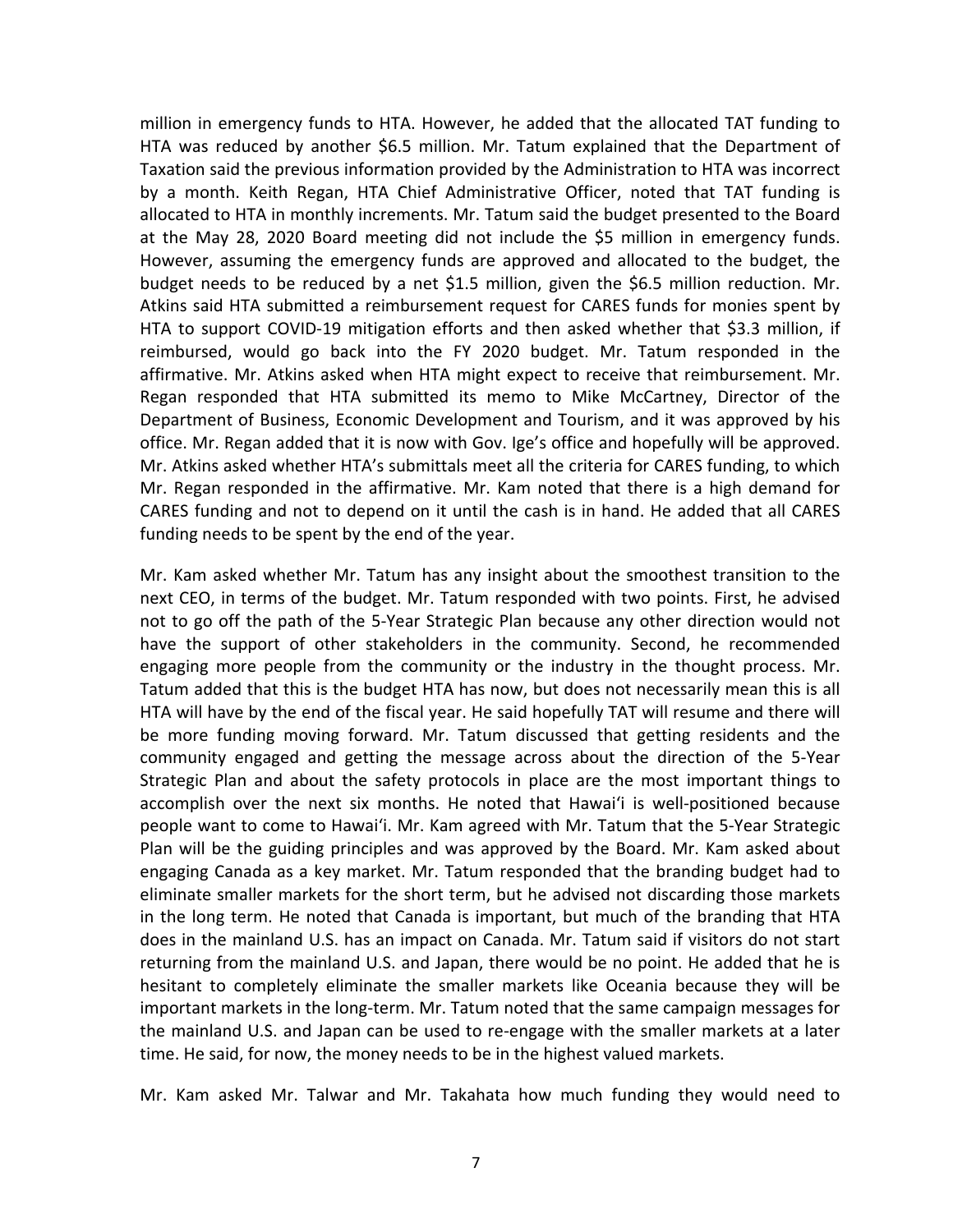million in emergency funds to HTA. However, he added that the allocated TAT funding to HTA was reduced by another $6.5 million. Mr. Tatum explained that the Department of Taxation said the previous information provided by the Administration to HTA was incorrect by a month. Keith Regan, HTA Chief Administrative Officer, noted that TAT funding is allocated to HTA in monthly increments. Mr. Tatum said the budget presented to the Board at the May 28, 2020 Board meeting did not include the $5 million in emergency funds. However, assuming the emergency funds are approved and allocated to the budget, the budget needs to be reduced by a net $1.5 million, given the $6.5 million reduction. Mr. Atkins said HTA submitted a reimbursement request for CARES funds for monies spent by HTA to support COVID-19 mitigation efforts and then asked whether that $3.3 million, if reimbursed, would go back into the FY 2020 budget. Mr. Tatum responded in the affirmative. Mr. Atkins asked when HTA might expect to receive that reimbursement. Mr. Regan responded that HTA submitted its memo to Mike McCartney, Director of the Department of Business, Economic Development and Tourism, and it was approved by his office. Mr. Regan added that it is now with Gov. Ige's office and hopefully will be approved. Mr. Atkins asked whether HTA's submittals meet all the criteria for CARES funding, to which Mr. Regan responded in the affirmative. Mr. Kam noted that there is a high demand for CARES funding and not to depend on it until the cash is in hand. He added that all CARES funding needs to be spent by the end of the year.

Mr. Kam asked whether Mr. Tatum has any insight about the smoothest transition to the next CEO, in terms of the budget. Mr. Tatum responded with two points. First, he advised not to go off the path of the 5-Year Strategic Plan because any other direction would not have the support of other stakeholders in the community. Second, he recommended engaging more people from the community or the industry in the thought process. Mr. Tatum added that this is the budget HTA has now, but does not necessarily mean this is all HTA will have by the end of the fiscal year. He said hopefully TAT will resume and there will be more funding moving forward. Mr. Tatum discussed that getting residents and the community engaged and getting the message across about the direction of the 5-Year Strategic Plan and about the safety protocols in place are the most important things to accomplish over the next six months. He noted that Hawai'i is well-positioned because people want to come to Hawai'i. Mr. Kam agreed with Mr. Tatum that the 5-Year Strategic Plan will be the guiding principles and was approved by the Board. Mr. Kam asked about engaging Canada as a key market. Mr. Tatum responded that the branding budget had to eliminate smaller markets for the short term, but he advised not discarding those markets in the long term. He noted that Canada is important, but much of the branding that HTA does in the mainland U.S. has an impact on Canada. Mr. Tatum said if visitors do not start returning from the mainland U.S. and Japan, there would be no point. He added that he is hesitant to completely eliminate the smaller markets like Oceania because they will be important markets in the long-term. Mr. Tatum noted that the same campaign messages for the mainland U.S. and Japan can be used to re-engage with the smaller markets at a later time. He said, for now, the money needs to be in the highest valued markets.

Mr. Kam asked Mr. Talwar and Mr. Takahata how much funding they would need to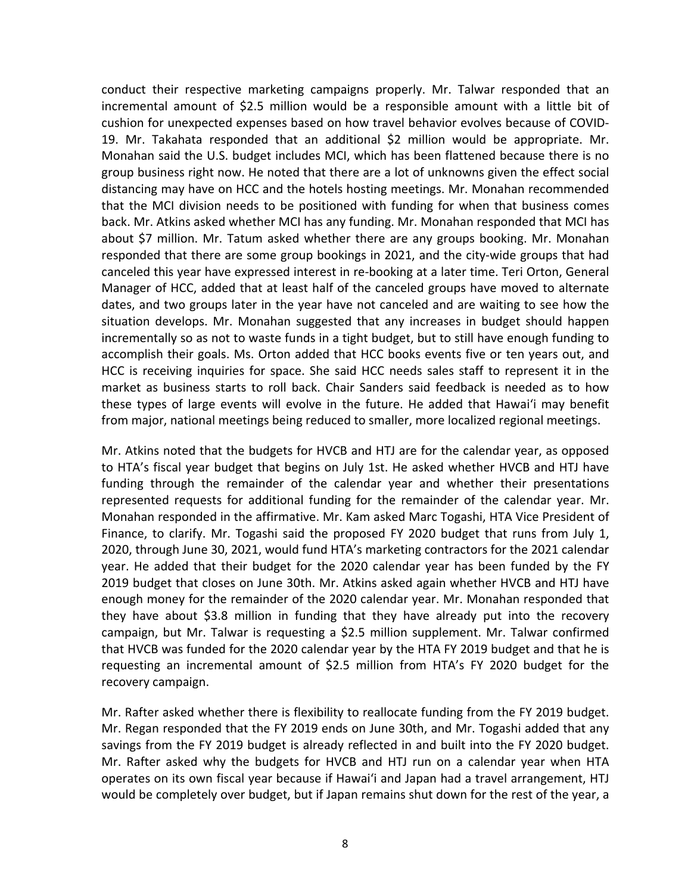conduct their respective marketing campaigns properly. Mr. Talwar responded that an incremental amount of $2.5 million would be a responsible amount with a little bit of cushion for unexpected expenses based on how travel behavior evolves because of COVID-19. Mr. Takahata responded that an additional $2 million would be appropriate. Mr. Monahan said the U.S. budget includes MCI, which has been flattened because there is no group business right now. He noted that there are a lot of unknowns given the effect social distancing may have on HCC and the hotels hosting meetings. Mr. Monahan recommended that the MCI division needs to be positioned with funding for when that business comes back. Mr. Atkins asked whether MCI has any funding. Mr. Monahan responded that MCI has about $7 million. Mr. Tatum asked whether there are any groups booking. Mr. Monahan responded that there are some group bookings in 2021, and the city-wide groups that had canceled this year have expressed interest in re-booking at a later time. Teri Orton, General Manager of HCC, added that at least half of the canceled groups have moved to alternate dates, and two groups later in the year have not canceled and are waiting to see how the situation develops. Mr. Monahan suggested that any increases in budget should happen incrementally so as not to waste funds in a tight budget, but to still have enough funding to accomplish their goals. Ms. Orton added that HCC books events five or ten years out, and HCC is receiving inquiries for space. She said HCC needs sales staff to represent it in the market as business starts to roll back. Chair Sanders said feedback is needed as to how these types of large events will evolve in the future. He added that Hawaiʻi may benefit from major, national meetings being reduced to smaller, more localized regional meetings.

Mr. Atkins noted that the budgets for HVCB and HTJ are for the calendar year, as opposed to HTA's fiscal year budget that begins on July 1st. He asked whether HVCB and HTJ have funding through the remainder of the calendar year and whether their presentations represented requests for additional funding for the remainder of the calendar year. Mr. Monahan responded in the affirmative. Mr. Kam asked Marc Togashi, HTA Vice President of Finance, to clarify. Mr. Togashi said the proposed FY 2020 budget that runs from July 1, 2020, through June 30, 2021, would fund HTA's marketing contractors for the 2021 calendar year. He added that their budget for the 2020 calendar year has been funded by the FY 2019 budget that closes on June 30th. Mr. Atkins asked again whether HVCB and HTJ have enough money for the remainder of the 2020 calendar year. Mr. Monahan responded that they have about $3.8 million in funding that they have already put into the recovery campaign, but Mr. Talwar is requesting a $2.5 million supplement. Mr. Talwar confirmed that HVCB was funded for the 2020 calendar year by the HTA FY 2019 budget and that he is requesting an incremental amount of $2.5 million from HTA's FY 2020 budget for the recovery campaign.

Mr. Rafter asked whether there is flexibility to reallocate funding from the FY 2019 budget. Mr. Regan responded that the FY 2019 ends on June 30th, and Mr. Togashi added that any savings from the FY 2019 budget is already reflected in and built into the FY 2020 budget. Mr. Rafter asked why the budgets for HVCB and HTJ run on a calendar year when HTA operates on its own fiscal year because if Hawaiʻi and Japan had a travel arrangement, HTJ would be completely over budget, but if Japan remains shut down for the rest of the year, a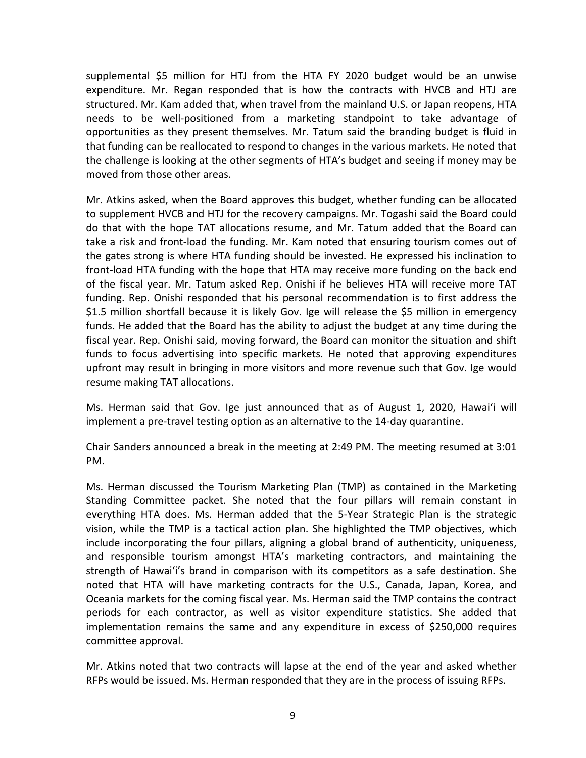supplemental $5 million for HTJ from the HTA FY 2020 budget would be an unwise expenditure. Mr. Regan responded that is how the contracts with HVCB and HTJ are structured. Mr. Kam added that, when travel from the mainland U.S. or Japan reopens, HTA needs to be well-positioned from a marketing standpoint to take advantage of opportunities as they present themselves. Mr. Tatum said the branding budget is fluid in that funding can be reallocated to respond to changes in the various markets. He noted that the challenge is looking at the other segments of HTA's budget and seeing if money may be moved from those other areas.

Mr. Atkins asked, when the Board approves this budget, whether funding can be allocated to supplement HVCB and HTJ for the recovery campaigns. Mr. Togashi said the Board could do that with the hope TAT allocations resume, and Mr. Tatum added that the Board can take a risk and front-load the funding. Mr. Kam noted that ensuring tourism comes out of the gates strong is where HTA funding should be invested. He expressed his inclination to front-load HTA funding with the hope that HTA may receive more funding on the back end of the fiscal year. Mr. Tatum asked Rep. Onishi if he believes HTA will receive more TAT funding. Rep. Onishi responded that his personal recommendation is to first address the $1.5 million shortfall because it is likely Gov. Ige will release the $5 million in emergency funds. He added that the Board has the ability to adjust the budget at any time during the fiscal year. Rep. Onishi said, moving forward, the Board can monitor the situation and shift funds to focus advertising into specific markets. He noted that approving expenditures upfront may result in bringing in more visitors and more revenue such that Gov. Ige would resume making TAT allocations.

Ms. Herman said that Gov. Ige just announced that as of August 1, 2020, Hawai'i will implement a pre-travel testing option as an alternative to the 14-day quarantine.

Chair Sanders announced a break in the meeting at 2:49 PM. The meeting resumed at 3:01 PM.

Ms. Herman discussed the Tourism Marketing Plan (TMP) as contained in the Marketing Standing Committee packet. She noted that the four pillars will remain constant in everything HTA does. Ms. Herman added that the 5-Year Strategic Plan is the strategic vision, while the TMP is a tactical action plan. She highlighted the TMP objectives, which include incorporating the four pillars, aligning a global brand of authenticity, uniqueness, and responsible tourism amongst HTA's marketing contractors, and maintaining the strength of Hawai'i's brand in comparison with its competitors as a safe destination. She noted that HTA will have marketing contracts for the U.S., Canada, Japan, Korea, and Oceania markets for the coming fiscal year. Ms. Herman said the TMP contains the contract periods for each contractor, as well as visitor expenditure statistics. She added that implementation remains the same and any expenditure in excess of $250,000 requires committee approval.

Mr. Atkins noted that two contracts will lapse at the end of the year and asked whether RFPs would be issued. Ms. Herman responded that they are in the process of issuing RFPs.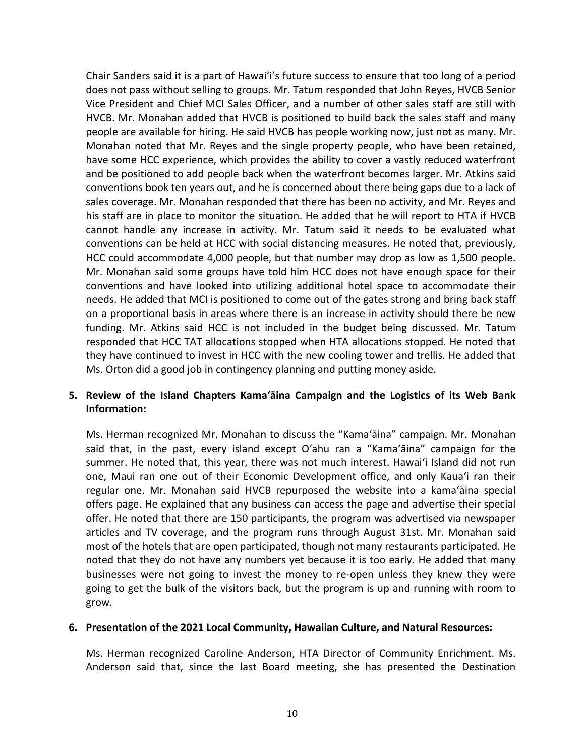Chair Sanders said it is a part of Hawai'i's future success to ensure that too long of a period does not pass without selling to groups. Mr. Tatum responded that John Reyes, HVCB Senior Vice President and Chief MCI Sales Officer, and a number of other sales staff are still with HVCB. Mr. Monahan added that HVCB is positioned to build back the sales staff and many people are available for hiring. He said HVCB has people working now, just not as many. Mr. Monahan noted that Mr. Reyes and the single property people, who have been retained, have some HCC experience, which provides the ability to cover a vastly reduced waterfront and be positioned to add people back when the waterfront becomes larger. Mr. Atkins said conventions book ten years out, and he is concerned about there being gaps due to a lack of sales coverage. Mr. Monahan responded that there has been no activity, and Mr. Reyes and his staff are in place to monitor the situation. He added that he will report to HTA if HVCB cannot handle any increase in activity. Mr. Tatum said it needs to be evaluated what conventions can be held at HCC with social distancing measures. He noted that, previously, HCC could accommodate 4,000 people, but that number may drop as low as 1,500 people. Mr. Monahan said some groups have told him HCC does not have enough space for their conventions and have looked into utilizing additional hotel space to accommodate their needs. He added that MCI is positioned to come out of the gates strong and bring back staff on a proportional basis in areas where there is an increase in activity should there be new funding. Mr. Atkins said HCC is not included in the budget being discussed. Mr. Tatum responded that HCC TAT allocations stopped when HTA allocations stopped. He noted that they have continued to invest in HCC with the new cooling tower and trellis. He added that Ms. Orton did a good job in contingency planning and putting money aside.

**5. Review of the Island Chapters Kamaʻāina Campaign and the Logistics of its Web Bank Information:**

Ms. Herman recognized Mr. Monahan to discuss the "Kamaʻāina" campaign. Mr. Monahan said that, in the past, every island except Oʻahu ran a "Kamaʻāina" campaign for the summer. He noted that, this year, there was not much interest. Hawai'i Island did not run one, Maui ran one out of their Economic Development office, and only Kaua'i ran their regular one. Mr. Monahan said HVCB repurposed the website into a kamaʻāina special offers page. He explained that any business can access the page and advertise their special offer. He noted that there are 150 participants, the program was advertised via newspaper articles and TV coverage, and the program runs through August 31st. Mr. Monahan said most of the hotels that are open participated, though not many restaurants participated. He noted that they do not have any numbers yet because it is too early. He added that many businesses were not going to invest the money to re-open unless they knew they were going to get the bulk of the visitors back, but the program is up and running with room to grow.

**6. Presentation of the 2021 Local Community, Hawaiian Culture, and Natural Resources:**

Ms. Herman recognized Caroline Anderson, HTA Director of Community Enrichment. Ms. Anderson said that, since the last Board meeting, she has presented the Destination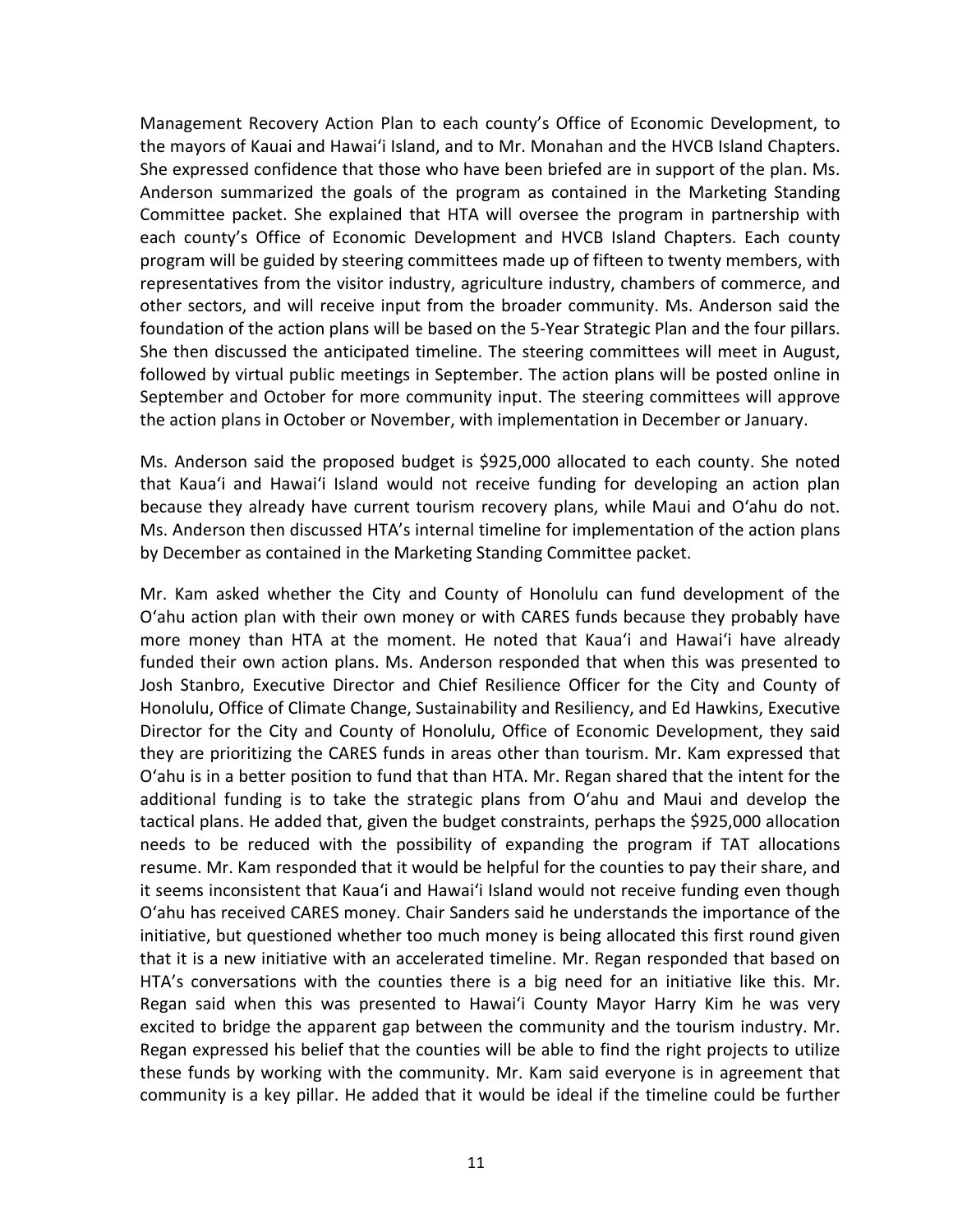Management Recovery Action Plan to each county's Office of Economic Development, to the mayors of Kauai and Hawaiʻi Island, and to Mr. Monahan and the HVCB Island Chapters. She expressed confidence that those who have been briefed are in support of the plan. Ms. Anderson summarized the goals of the program as contained in the Marketing Standing Committee packet. She explained that HTA will oversee the program in partnership with each county's Office of Economic Development and HVCB Island Chapters. Each county program will be guided by steering committees made up of fifteen to twenty members, with representatives from the visitor industry, agriculture industry, chambers of commerce, and other sectors, and will receive input from the broader community. Ms. Anderson said the foundation of the action plans will be based on the 5-Year Strategic Plan and the four pillars. She then discussed the anticipated timeline. The steering committees will meet in August, followed by virtual public meetings in September. The action plans will be posted online in September and October for more community input. The steering committees will approve the action plans in October or November, with implementation in December or January.

Ms. Anderson said the proposed budget is $925,000 allocated to each county. She noted that Kauaʻi and Hawaiʻi Island would not receive funding for developing an action plan because they already have current tourism recovery plans, while Maui and Oʻahu do not. Ms. Anderson then discussed HTA's internal timeline for implementation of the action plans by December as contained in the Marketing Standing Committee packet.

Mr. Kam asked whether the City and County of Honolulu can fund development of the Oʻahu action plan with their own money or with CARES funds because they probably have more money than HTA at the moment. He noted that Kauaʻi and Hawaiʻi have already funded their own action plans. Ms. Anderson responded that when this was presented to Josh Stanbro, Executive Director and Chief Resilience Officer for the City and County of Honolulu, Office of Climate Change, Sustainability and Resiliency, and Ed Hawkins, Executive Director for the City and County of Honolulu, Office of Economic Development, they said they are prioritizing the CARES funds in areas other than tourism. Mr. Kam expressed that Oʻahu is in a better position to fund that than HTA. Mr. Regan shared that the intent for the additional funding is to take the strategic plans from Oʻahu and Maui and develop the tactical plans. He added that, given the budget constraints, perhaps the $925,000 allocation needs to be reduced with the possibility of expanding the program if TAT allocations resume. Mr. Kam responded that it would be helpful for the counties to pay their share, and it seems inconsistent that Kauaʻi and Hawaiʻi Island would not receive funding even though Oʻahu has received CARES money. Chair Sanders said he understands the importance of the initiative, but questioned whether too much money is being allocated this first round given that it is a new initiative with an accelerated timeline. Mr. Regan responded that based on HTA's conversations with the counties there is a big need for an initiative like this. Mr. Regan said when this was presented to Hawaiʻi County Mayor Harry Kim he was very excited to bridge the apparent gap between the community and the tourism industry. Mr. Regan expressed his belief that the counties will be able to find the right projects to utilize these funds by working with the community. Mr. Kam said everyone is in agreement that community is a key pillar. He added that it would be ideal if the timeline could be further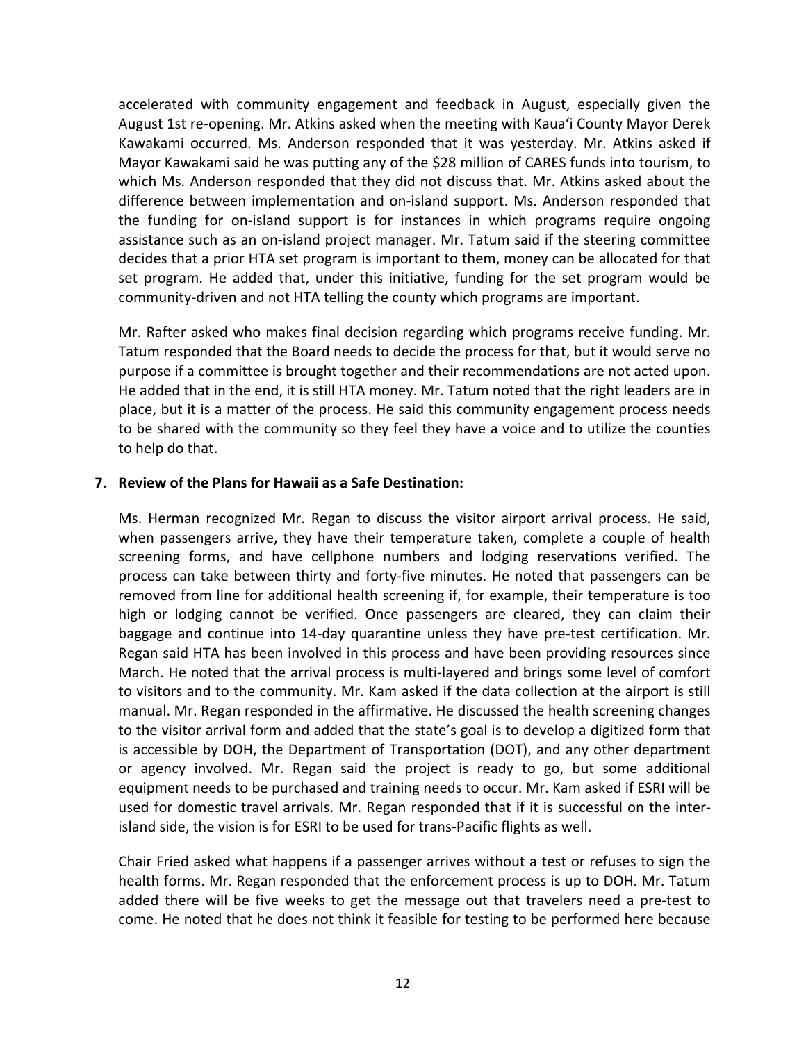accelerated with community engagement and feedback in August, especially given the August 1st re-opening. Mr. Atkins asked when the meeting with Kaua'i County Mayor Derek Kawakami occurred. Ms. Anderson responded that it was yesterday. Mr. Atkins asked if Mayor Kawakami said he was putting any of the $28 million of CARES funds into tourism, to which Ms. Anderson responded that they did not discuss that. Mr. Atkins asked about the difference between implementation and on-island support. Ms. Anderson responded that the funding for on-island support is for instances in which programs require ongoing assistance such as an on-island project manager. Mr. Tatum said if the steering committee decides that a prior HTA set program is important to them, money can be allocated for that set program. He added that, under this initiative, funding for the set program would be community-driven and not HTA telling the county which programs are important.

Mr. Rafter asked who makes final decision regarding which programs receive funding. Mr. Tatum responded that the Board needs to decide the process for that, but it would serve no purpose if a committee is brought together and their recommendations are not acted upon. He added that in the end, it is still HTA money. Mr. Tatum noted that the right leaders are in place, but it is a matter of the process. He said this community engagement process needs to be shared with the community so they feel they have a voice and to utilize the counties to help do that.

**7. Review of the Plans for Hawaii as a Safe Destination:**

Ms. Herman recognized Mr. Regan to discuss the visitor airport arrival process. He said, when passengers arrive, they have their temperature taken, complete a couple of health screening forms, and have cellphone numbers and lodging reservations verified. The process can take between thirty and forty-five minutes. He noted that passengers can be removed from line for additional health screening if, for example, their temperature is too high or lodging cannot be verified. Once passengers are cleared, they can claim their baggage and continue into 14-day quarantine unless they have pre-test certification. Mr. Regan said HTA has been involved in this process and have been providing resources since March. He noted that the arrival process is multi-layered and brings some level of comfort to visitors and to the community. Mr. Kam asked if the data collection at the airport is still manual. Mr. Regan responded in the affirmative. He discussed the health screening changes to the visitor arrival form and added that the state's goal is to develop a digitized form that is accessible by DOH, the Department of Transportation (DOT), and any other department or agency involved. Mr. Regan said the project is ready to go, but some additional equipment needs to be purchased and training needs to occur. Mr. Kam asked if ESRI will be used for domestic travel arrivals. Mr. Regan responded that if it is successful on the inter-island side, the vision is for ESRI to be used for trans-Pacific flights as well.

Chair Fried asked what happens if a passenger arrives without a test or refuses to sign the health forms. Mr. Regan responded that the enforcement process is up to DOH. Mr. Tatum added there will be five weeks to get the message out that travelers need a pre-test to come. He noted that he does not think it feasible for testing to be performed here because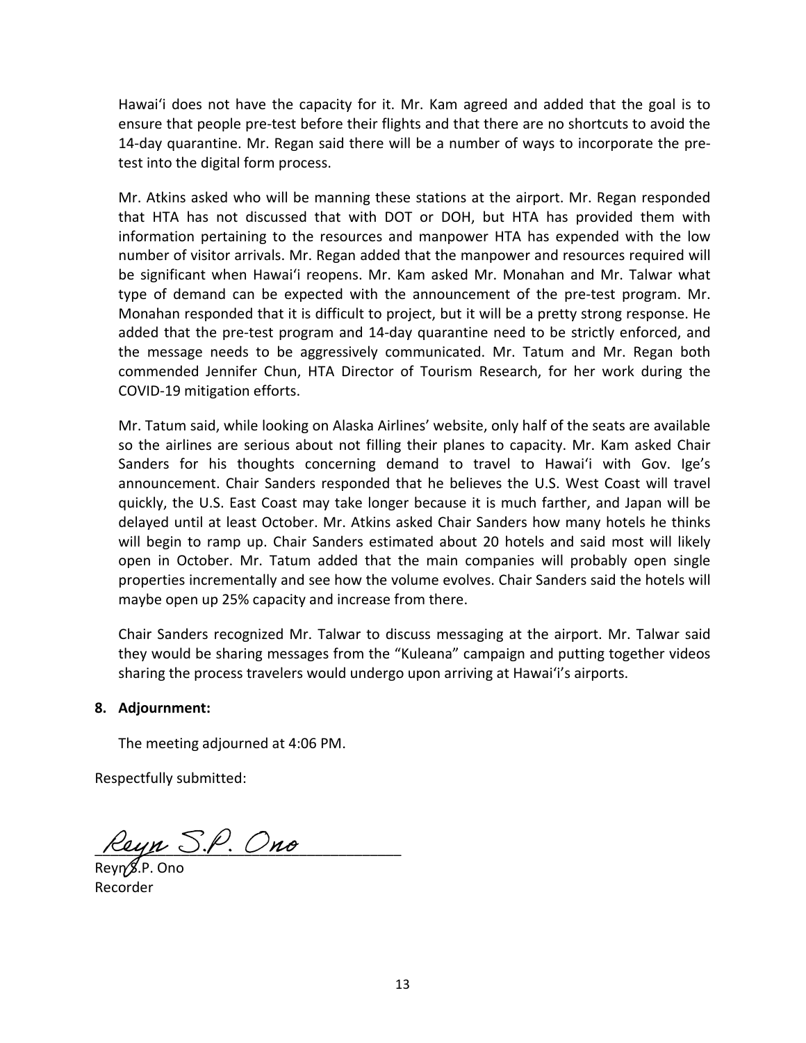Hawai'i does not have the capacity for it. Mr. Kam agreed and added that the goal is to ensure that people pre-test before their flights and that there are no shortcuts to avoid the 14-day quarantine. Mr. Regan said there will be a number of ways to incorporate the pre-test into the digital form process.

Mr. Atkins asked who will be manning these stations at the airport. Mr. Regan responded that HTA has not discussed that with DOT or DOH, but HTA has provided them with information pertaining to the resources and manpower HTA has expended with the low number of visitor arrivals. Mr. Regan added that the manpower and resources required will be significant when Hawai'i reopens. Mr. Kam asked Mr. Monahan and Mr. Talwar what type of demand can be expected with the announcement of the pre-test program. Mr. Monahan responded that it is difficult to project, but it will be a pretty strong response. He added that the pre-test program and 14-day quarantine need to be strictly enforced, and the message needs to be aggressively communicated. Mr. Tatum and Mr. Regan both commended Jennifer Chun, HTA Director of Tourism Research, for her work during the COVID-19 mitigation efforts.

Mr. Tatum said, while looking on Alaska Airlines' website, only half of the seats are available so the airlines are serious about not filling their planes to capacity. Mr. Kam asked Chair Sanders for his thoughts concerning demand to travel to Hawai'i with Gov. Ige's announcement. Chair Sanders responded that he believes the U.S. West Coast will travel quickly, the U.S. East Coast may take longer because it is much farther, and Japan will be delayed until at least October. Mr. Atkins asked Chair Sanders how many hotels he thinks will begin to ramp up. Chair Sanders estimated about 20 hotels and said most will likely open in October. Mr. Tatum added that the main companies will probably open single properties incrementally and see how the volume evolves. Chair Sanders said the hotels will maybe open up 25% capacity and increase from there.

Chair Sanders recognized Mr. Talwar to discuss messaging at the airport. Mr. Talwar said they would be sharing messages from the "Kuleana" campaign and putting together videos sharing the process travelers would undergo upon arriving at Hawai'i's airports.

**8. Adjournment:**

The meeting adjourned at 4:06 PM.

Respectfully submitted:

Reyn S.P. Ono

Reyn S.P. Ono
Recorder